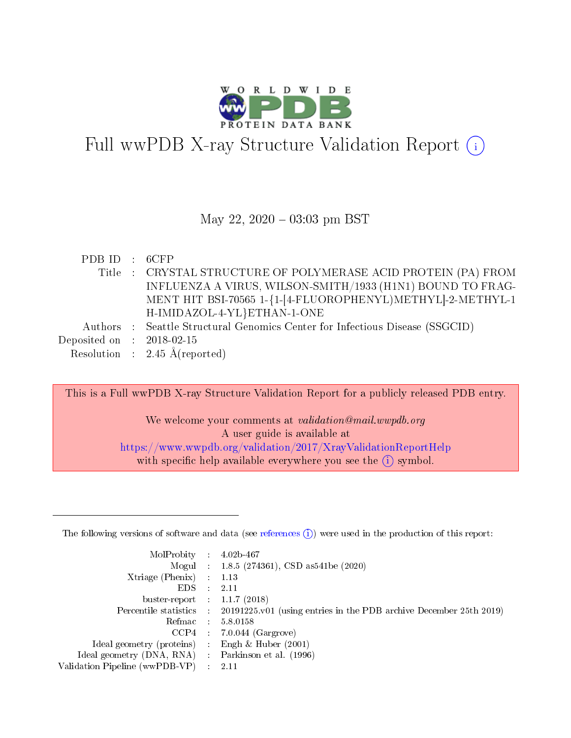# Full wwPDB X-ray Structure Validation Report (i)

May 22, 2020 – 03:03 pm BST

| | | |
|---|---|---|
| PDB ID | : | 6CFP |
| Title | : | CRYSTAL STRUCTURE OF POLYMERASE ACID PROTEIN (PA) FROM INFLUENZA A VIRUS, WILSON-SMITH/1933 (H1N1) BOUND TO FRAGMENT HIT BSI-70565 1-{1-[4-FLUOROPHENYL)METHYL]-2-METHYL-1H-IMIDAZOL-4-YL}ETHAN-1-ONE |
| Authors | : | Seattle Structural Genomics Center for Infectious Disease (SSGCID) |
| Deposited on | : | 2018-02-15 |
| Resolution | : | 2.45 Å(reported) |

This is a Full wwPDB X-ray Structure Validation Report for a publicly released PDB entry.

We welcome your comments at *validation@mail.wwpdb.org*
A user guide is available at
https://www.wwpdb.org/validation/2017/XrayValidationReportHelp
with specific help available everywhere you see the (i) symbol.

The following versions of software and data (see references (i)) were used in the production of this report:

| | | |
|---|---|---|
| MolProbity | : | 4.02b-467 |
| Mogul | : | 1.8.5 (274361), CSD as541be (2020) |
| Xtriage (Phenix) | : | 1.13 |
| EDS | : | 2.11 |
| buster-report | : | 1.1.7 (2018) |
| Percentile statistics | : | 20191225.v01 (using entries in the PDB archive December 25th 2019) |
| Refmac | : | 5.8.0158 |
| CCP4 | : | 7.0.044 (Gargrove) |
| Ideal geometry (proteins) | : | Engh & Huber (2001) |
| Ideal geometry (DNA, RNA) | : | Parkinson et al. (1996) |
| Validation Pipeline (wwPDB-VP) | : | 2.11 |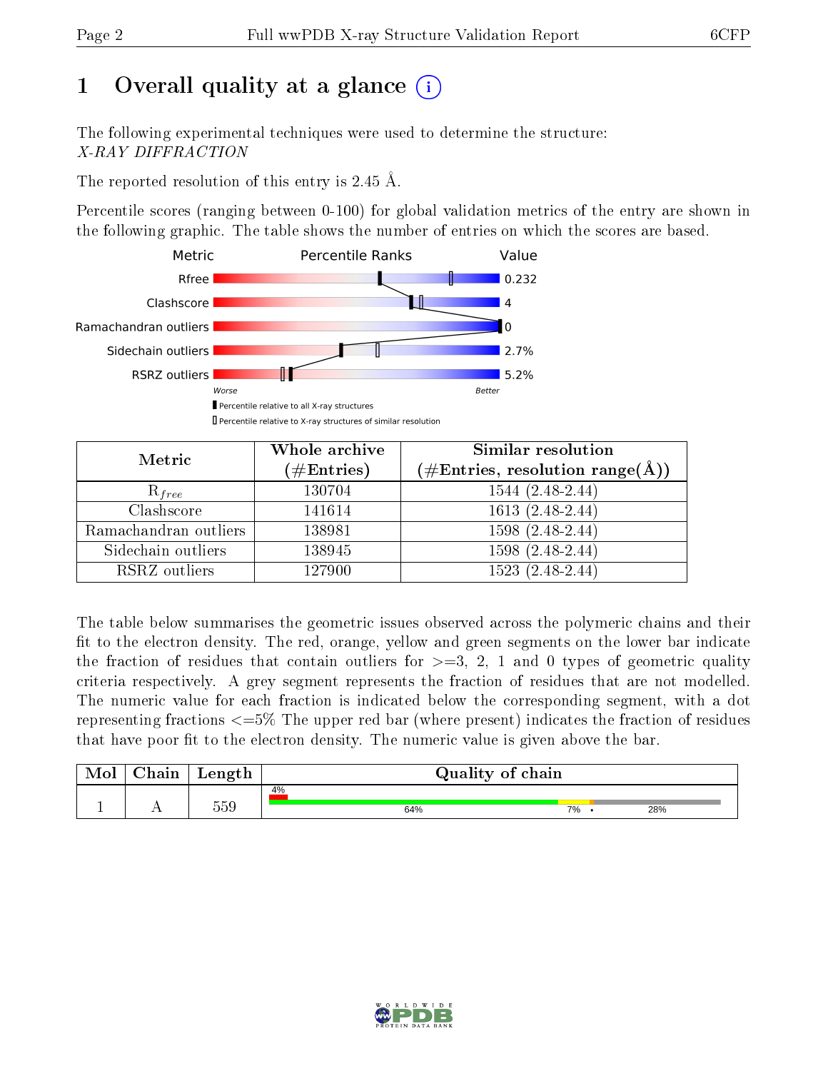# 1 Overall quality at a glance (i)

The following experimental techniques were used to determine the structure:
*X-RAY DIFFRACTION*

The reported resolution of this entry is 2.45 Å.

Percentile scores (ranging between 0-100) for global validation metrics of the entry are shown in the following graphic. The table shows the number of entries on which the scores are based.

| Metric | Value |
|---|---|
| Rfree | 0.232 |
| Clashscore | 4 |
| Ramachandran outliers | 0 |
| Sidechain outliers | 2.7% |
| RSRZ outliers | 5.2% |

Worse — Better

Percentile relative to all X-ray structures

Percentile relative to X-ray structures of similar resolution

| Metric | Whole archive (#Entries) | Similar resolution (#Entries, resolution range(Å)) |
|---|---|---|
| $R_{free}$ | 130704 | 1544 (2.48-2.44) |
| Clashscore | 141614 | 1613 (2.48-2.44) |
| Ramachandran outliers | 138981 | 1598 (2.48-2.44) |
| Sidechain outliers | 138945 | 1598 (2.48-2.44) |
| RSRZ outliers | 127900 | 1523 (2.48-2.44) |

The table below summarises the geometric issues observed across the polymeric chains and their fit to the electron density. The red, orange, yellow and green segments on the lower bar indicate the fraction of residues that contain outliers for >=3, 2, 1 and 0 types of geometric quality criteria respectively. A grey segment represents the fraction of residues that are not modelled. The numeric value for each fraction is indicated below the corresponding segment, with a dot representing fractions <=5% The upper red bar (where present) indicates the fraction of residues that have poor fit to the electron density. The numeric value is given above the bar.

| Mol | Chain | Length | Quality of chain |
|---|---|---|---|
| 1 | A | 559 | 4% / 64% / 7% / • / 28% |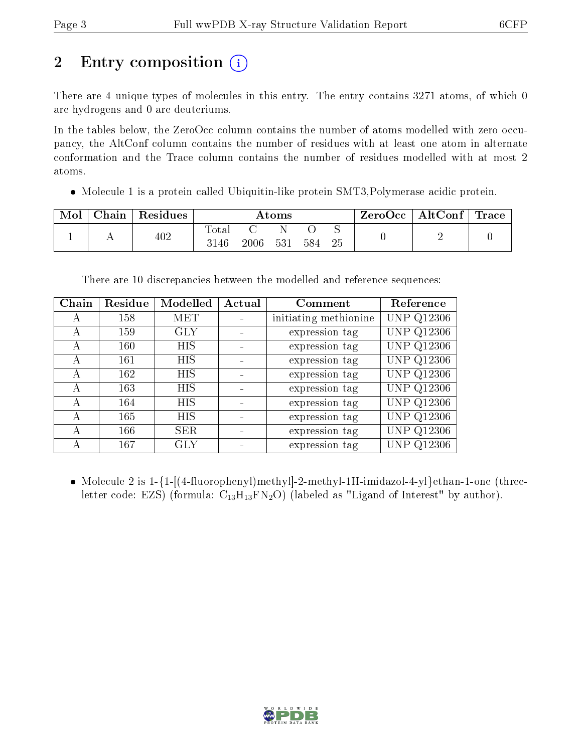# 2 Entry composition

There are 4 unique types of molecules in this entry. The entry contains 3271 atoms, of which 0 are hydrogens and 0 are deuteriums.

In the tables below, the ZeroOcc column contains the number of atoms modelled with zero occupancy, the AltConf column contains the number of residues with at least one atom in alternate conformation and the Trace column contains the number of residues modelled with at most 2 atoms.

- Molecule 1 is a protein called Ubiquitin-like protein SMT3,Polymerase acidic protein.

| Mol | Chain | Residues | Atoms | | | | | ZeroOcc | AltConf | Trace |
|---|---|---|---|---|---|---|---|---|---|---|
| 1 | A | 402 | Total<br>3146 | C<br>2006 | N<br>531 | O<br>584 | S<br>25 | 0 | 2 | 0 |

There are 10 discrepancies between the modelled and reference sequences:

| Chain | Residue | Modelled | Actual | Comment | Reference |
|---|---|---|---|---|---|
| A | 158 | MET | - | initiating methionine | UNP Q12306 |
| A | 159 | GLY | - | expression tag | UNP Q12306 |
| A | 160 | HIS | - | expression tag | UNP Q12306 |
| A | 161 | HIS | - | expression tag | UNP Q12306 |
| A | 162 | HIS | - | expression tag | UNP Q12306 |
| A | 163 | HIS | - | expression tag | UNP Q12306 |
| A | 164 | HIS | - | expression tag | UNP Q12306 |
| A | 165 | HIS | - | expression tag | UNP Q12306 |
| A | 166 | SER | - | expression tag | UNP Q12306 |
| A | 167 | GLY | - | expression tag | UNP Q12306 |

- Molecule 2 is 1-{1-[(4-fluorophenyl)methyl]-2-methyl-1H-imidazol-4-yl}ethan-1-one (three-letter code: EZS) (formula: $C_{13}H_{13}FN_2O$) (labeled as "Ligand of Interest" by author).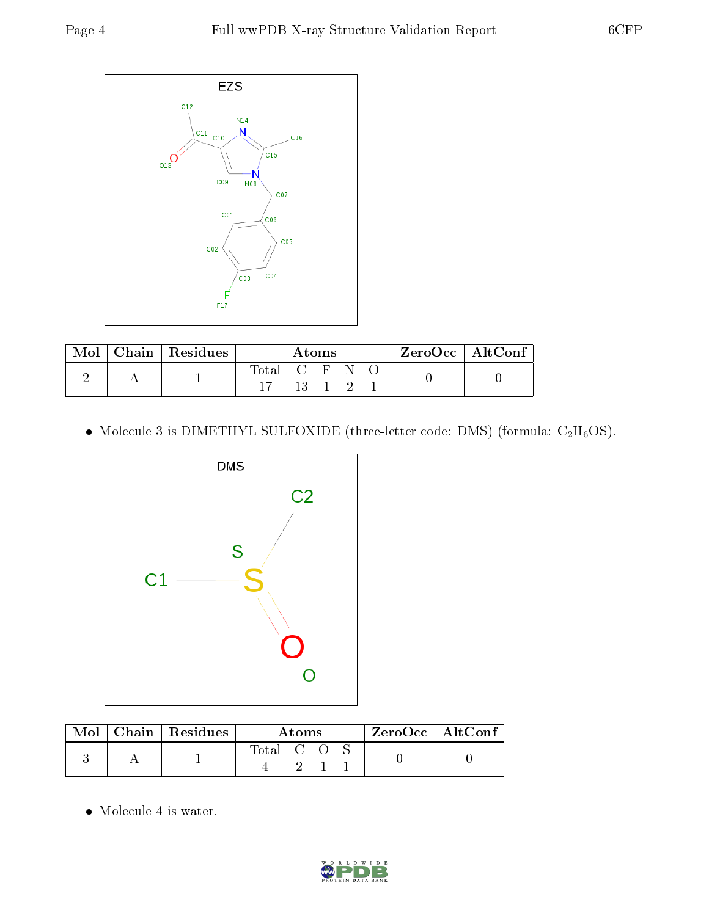| Mol | Chain | Residues | Atoms | | | | | ZeroOcc | AltConf |
|---|---|---|---|---|---|---|---|---|---|
| | | | Total | C | F | N | O | | |
| 2 | A | 1 | 17 | 13 | 1 | 2 | 1 | 0 | 0 |

- Molecule 3 is DIMETHYL SULFOXIDE (three-letter code: DMS) (formula: $C_2H_6OS$).

| Mol | Chain | Residues | Atoms | | | | ZeroOcc | AltConf |
|---|---|---|---|---|---|---|---|---|
| | | | Total | C | O | S | | |
| 3 | A | 1 | 4 | 2 | 1 | 1 | 0 | 0 |

- Molecule 4 is water.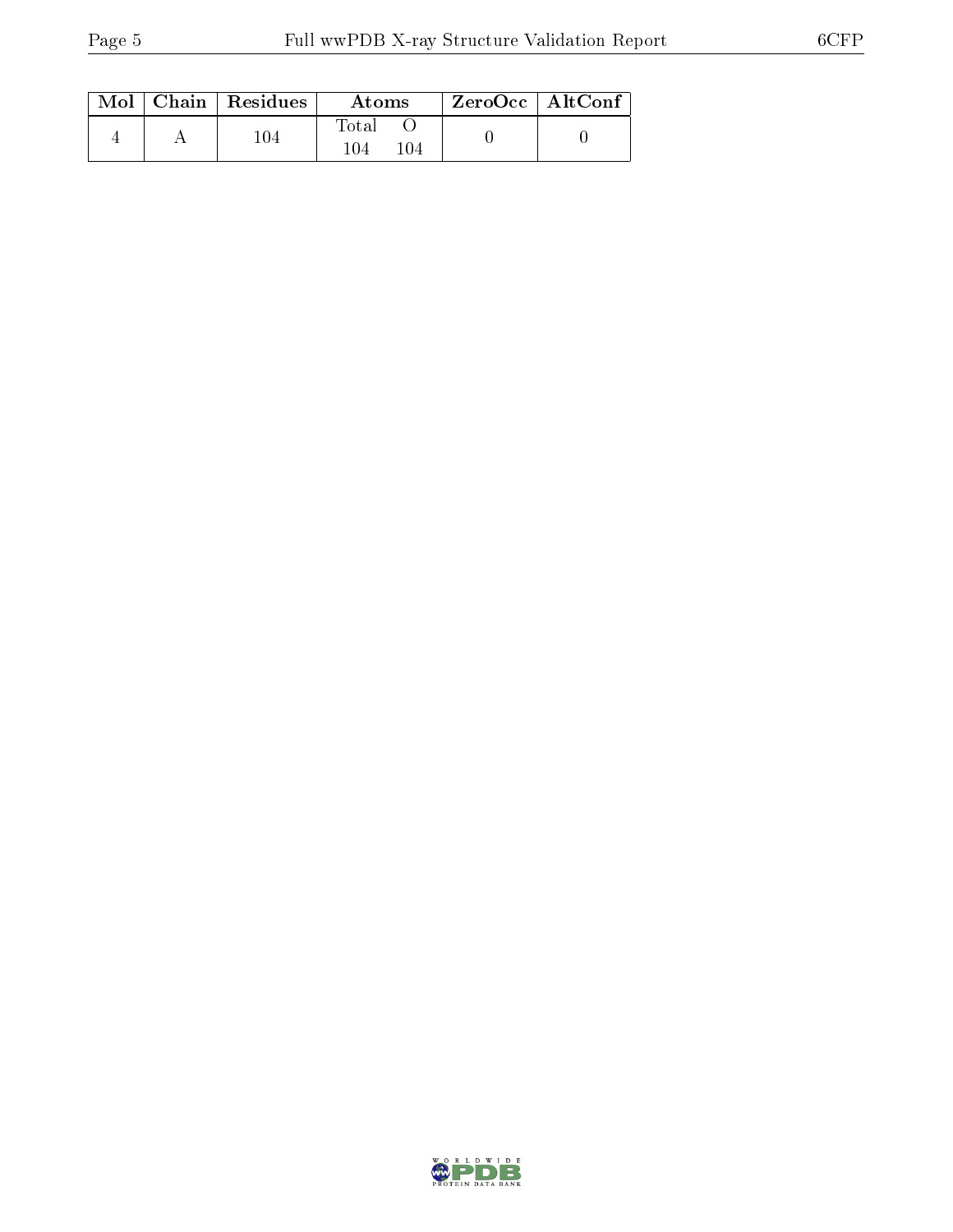| Mol | Chain | Residues | Atoms | | ZeroOcc | AltConf |
|---|---|---|---|---|---|---|
| | | | Total | O | | |
| 4 | A | 104 | 104 | 104 | 0 | 0 |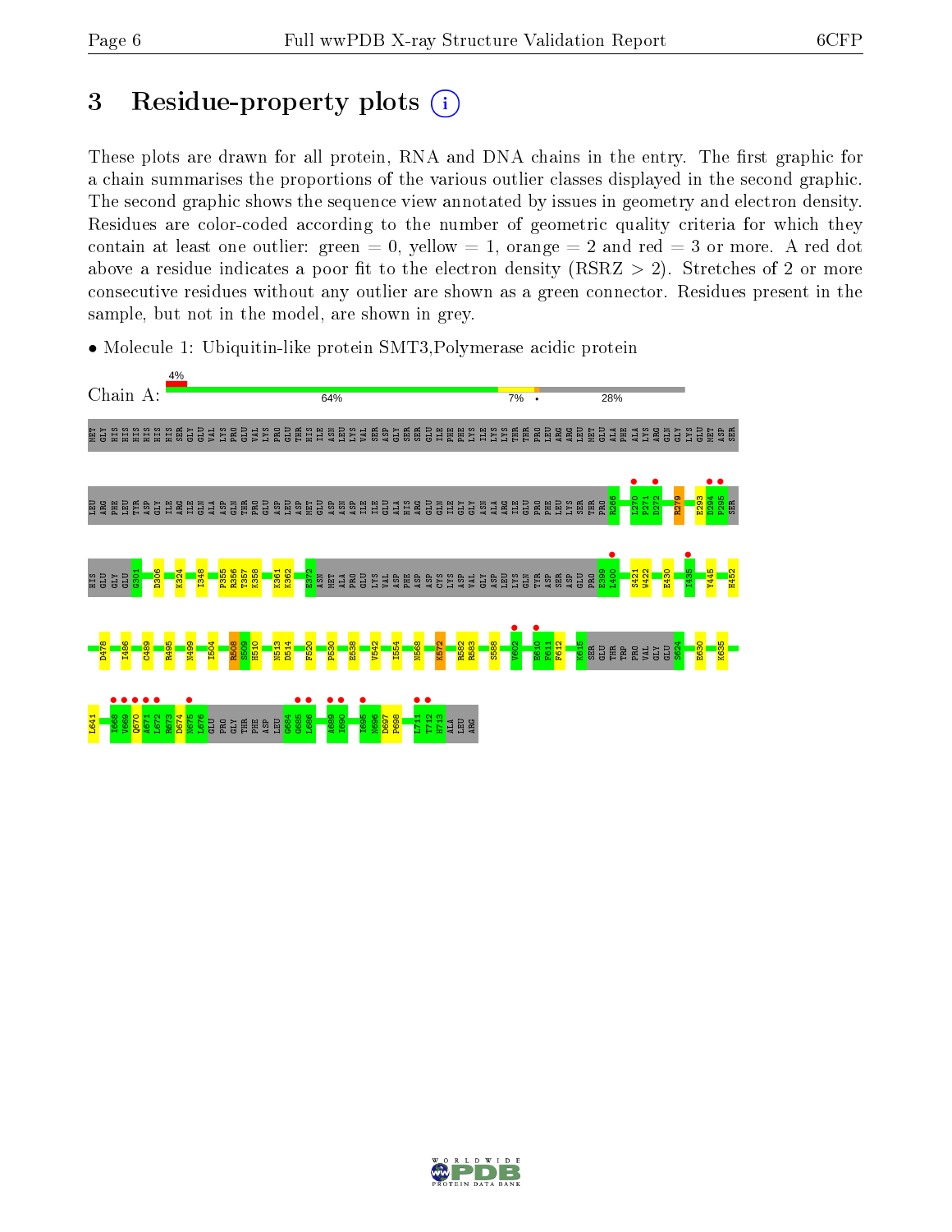# 3 Residue-property plots

These plots are drawn for all protein, RNA and DNA chains in the entry. The first graphic for a chain summarises the proportions of the various outlier classes displayed in the second graphic. The second graphic shows the sequence view annotated by issues in geometry and electron density. Residues are color-coded according to the number of geometric quality criteria for which they contain at least one outlier: green = 0, yellow = 1, orange = 2 and red = 3 or more. A red dot above a residue indicates a poor fit to the electron density (RSRZ > 2). Stretches of 2 or more consecutive residues without any outlier are shown as a green connector. Residues present in the sample, but not in the model, are shown in grey.

- Molecule 1: Ubiquitin-like protein SMT3,Polymerase acidic protein

Chain A: 4% | 64% | 7% | • | 28%

MET GLY HIS HIS HIS HIS HIS HIS SER GLY GLU VAL LYS PRO GLU VAL LYS PRO GLU THR HIS ILE ASN LEU LYS VAL SER ASP GLY SER SER GLU ILE PHE PHE LYS ILE LYS LYS THR THR PRO LEU ARG ARG LEU MET GLU ALA PHE ALA LYS ARG GLN GLY LYS GLU MET ASP SER

LEU ARG PHE LEU TYR ASP GLY ILE ARG ILE GLN ALA ASP GLN THR PRO GLU ASP LEU ASP MET GLU ASP ASN ASP ILE ILE GLU ALA HIS ARG GLU GLN ILE GLY GLY ASN ALA ARG ILE GLU PRO PHE LEU LYS SER THR PRO R266 L270 P271 D272 R279 E293 D294 P295 SER

HIS GLU GLY GLU G301 D306 K324 I348 P355 R356 T357 K358 K361 K362 E372 ASN MET ALA PRO GLU LYS VAL ASP PHE ASP ASP CYS LYS ASP VAL GLY ASP LEU LYS GLN TYR ASP SER ASP GLU PRO E399 L400 S421 W422 E430 I435 Y445 H452

D478 I486 C489 R495 N499 I504 R508 S509 H510 N513 D514 F520 P530 E538 V542 I554 N568 K572 R582 R583 S588 V602 E610 F611 F612 K615 SER GLU THR TRP PRO VAL GLY GLU S624 E630 K635

L641 I668 V669 Q670 A671 L672 R673 D674 N675 L676 GLU PRO GLY THR PHE ASP LEU G684 G685 L686 A689 I690 I695 N696 D697 P698 L711 T712 H713 ALA LEU ARG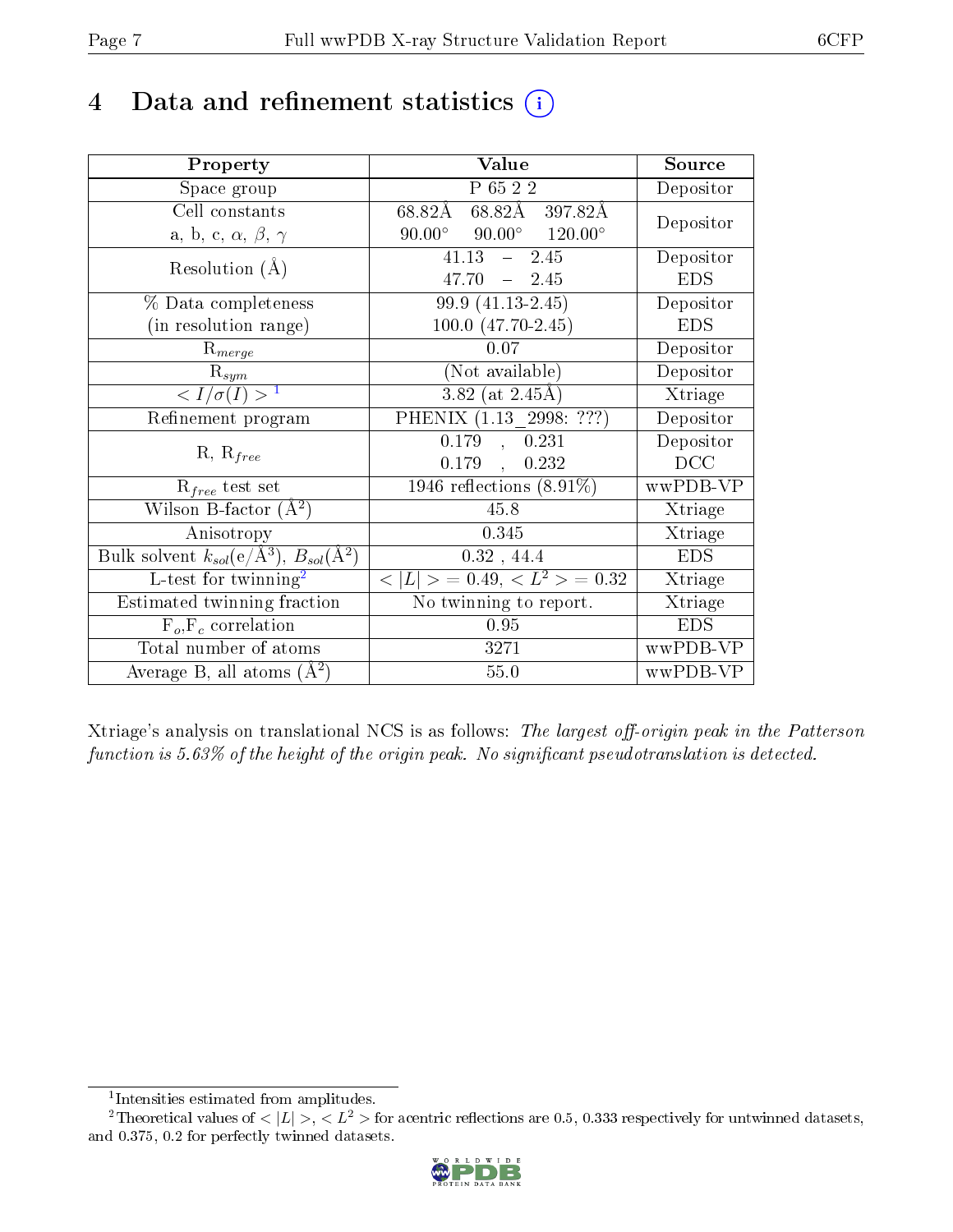# 4 Data and refinement statistics (i)

| Property | Value | Source |
|---|---|---|
| Space group | P 65 2 2 | Depositor |
| Cell constants<br>a, b, c, $\alpha$, $\beta$, $\gamma$ | 68.82Å 68.82Å 397.82Å<br>90.00° 90.00° 120.00° | Depositor |
| Resolution (Å) | 41.13 – 2.45<br>47.70 – 2.45 | Depositor<br>EDS |
| % Data completeness<br>(in resolution range) | 99.9 (41.13-2.45)<br>100.0 (47.70-2.45) | Depositor<br>EDS |
| $R_{merge}$ | 0.07 | Depositor |
| $R_{sym}$ | (Not available) | Depositor |
| $< I/\sigma(I) >$ [1] | 3.82 (at 2.45Å) | Xtriage |
| Refinement program | PHENIX (1.13_2998: ???) | Depositor |
| R, $R_{free}$ | 0.179 , 0.231<br>0.179 , 0.232 | Depositor<br>DCC |
| $R_{free}$ test set | 1946 reflections (8.91%) | wwPDB-VP |
| Wilson B-factor (Å$^2$) | 45.8 | Xtriage |
| Anisotropy | 0.345 | Xtriage |
| Bulk solvent $k_{sol}$(e/Å$^3$), $B_{sol}$(Å$^2$) | 0.32 , 44.4 | EDS |
| L-test for twinning[2] | $< \|L\| >$ = 0.49, $< L^2 >$ = 0.32 | Xtriage |
| Estimated twinning fraction | No twinning to report. | Xtriage |
| $F_o$,$F_c$ correlation | 0.95 | EDS |
| Total number of atoms | 3271 | wwPDB-VP |
| Average B, all atoms (Å$^2$) | 55.0 | wwPDB-VP |

Xtriage's analysis on translational NCS is as follows: *The largest off-origin peak in the Patterson function is 5.63% of the height of the origin peak. No significant pseudotranslation is detected.*

[1] Intensities estimated from amplitudes.

[2] Theoretical values of $< |L| >$, $< L^2 >$ for acentric reflections are 0.5, 0.333 respectively for untwinned datasets, and 0.375, 0.2 for perfectly twinned datasets.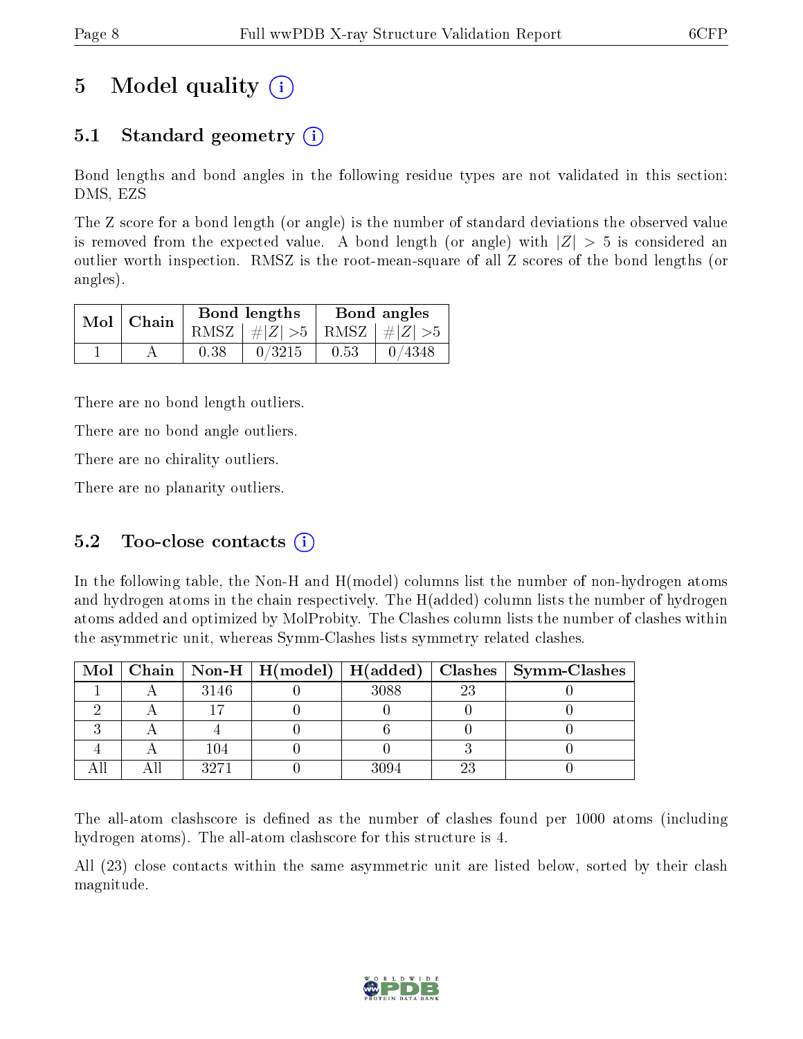# 5 Model quality

## 5.1 Standard geometry

Bond lengths and bond angles in the following residue types are not validated in this section: DMS, EZS

The Z score for a bond length (or angle) is the number of standard deviations the observed value is removed from the expected value. A bond length (or angle) with $|Z| > 5$ is considered an outlier worth inspection. RMSZ is the root-mean-square of all Z scores of the bond lengths (or angles).

| Mol | Chain | Bond lengths | | Bond angles | |
|---|---|---|---|---|---|
| | | RMSZ | #$\|Z\|$ >5 | RMSZ | #$\|Z\|$ >5 |
| 1 | A | 0.38 | 0/3215 | 0.53 | 0/4348 |

There are no bond length outliers.

There are no bond angle outliers.

There are no chirality outliers.

There are no planarity outliers.

## 5.2 Too-close contacts

In the following table, the Non-H and H(model) columns list the number of non-hydrogen atoms and hydrogen atoms in the chain respectively. The H(added) column lists the number of hydrogen atoms added and optimized by MolProbity. The Clashes column lists the number of clashes within the asymmetric unit, whereas Symm-Clashes lists symmetry related clashes.

| Mol | Chain | Non-H | H(model) | H(added) | Clashes | Symm-Clashes |
|---|---|---|---|---|---|---|
| 1 | A | 3146 | 0 | 3088 | 23 | 0 |
| 2 | A | 17 | 0 | 0 | 0 | 0 |
| 3 | A | 4 | 0 | 6 | 0 | 0 |
| 4 | A | 104 | 0 | 0 | 3 | 0 |
| All | All | 3271 | 0 | 3094 | 23 | 0 |

The all-atom clashscore is defined as the number of clashes found per 1000 atoms (including hydrogen atoms). The all-atom clashscore for this structure is 4.

All (23) close contacts within the same asymmetric unit are listed below, sorted by their clash magnitude.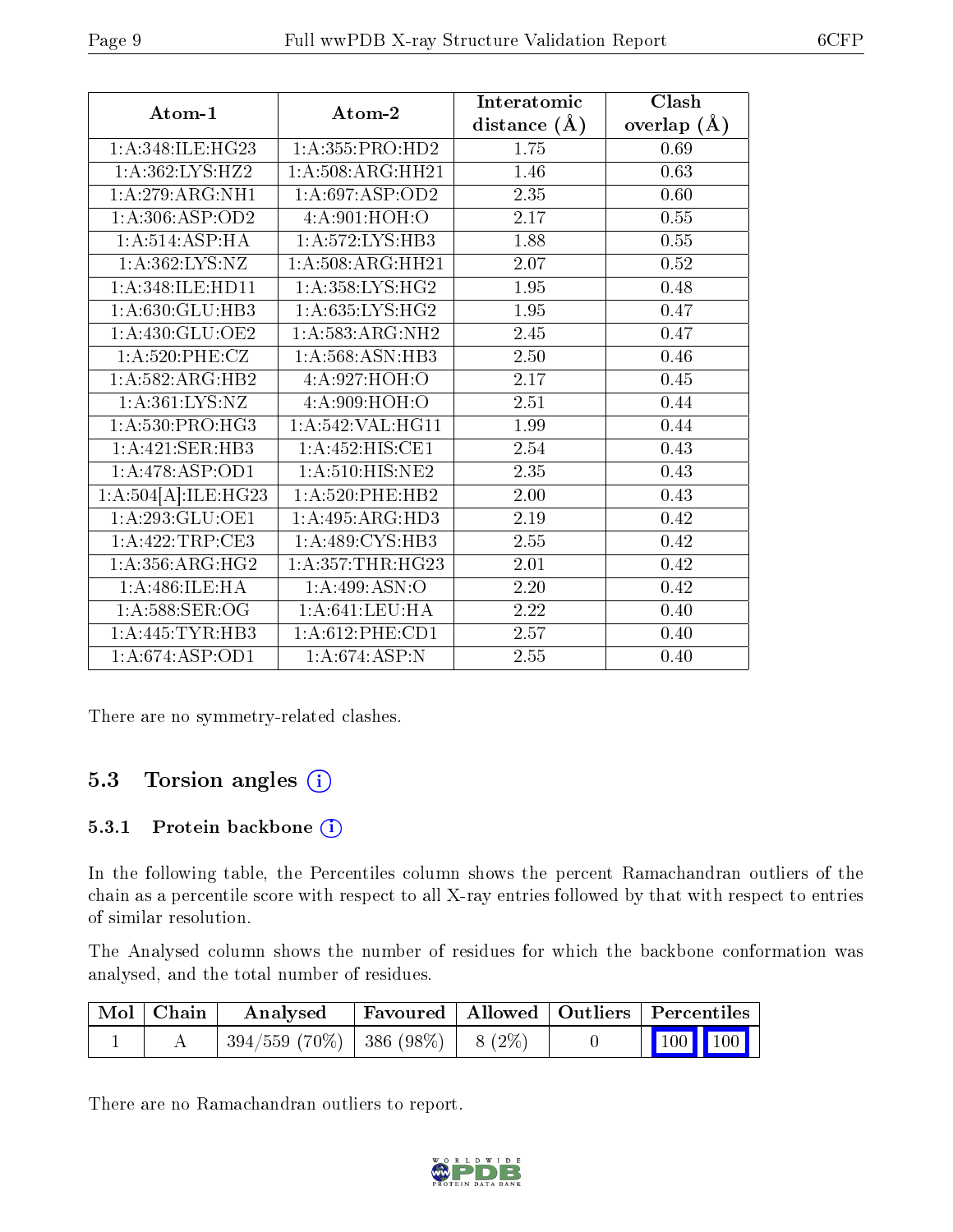| Atom-1 | Atom-2 | Interatomic distance (Å) | Clash overlap (Å) |
|---|---|---|---|
| 1:A:348:ILE:HG23 | 1:A:355:PRO:HD2 | 1.75 | 0.69 |
| 1:A:362:LYS:HZ2 | 1:A:508:ARG:HH21 | 1.46 | 0.63 |
| 1:A:279:ARG:NH1 | 1:A:697:ASP:OD2 | 2.35 | 0.60 |
| 1:A:306:ASP:OD2 | 4:A:901:HOH:O | 2.17 | 0.55 |
| 1:A:514:ASP:HA | 1:A:572:LYS:HB3 | 1.88 | 0.55 |
| 1:A:362:LYS:NZ | 1:A:508:ARG:HH21 | 2.07 | 0.52 |
| 1:A:348:ILE:HD11 | 1:A:358:LYS:HG2 | 1.95 | 0.48 |
| 1:A:630:GLU:HB3 | 1:A:635:LYS:HG2 | 1.95 | 0.47 |
| 1:A:430:GLU:OE2 | 1:A:583:ARG:NH2 | 2.45 | 0.47 |
| 1:A:520:PHE:CZ | 1:A:568:ASN:HB3 | 2.50 | 0.46 |
| 1:A:582:ARG:HB2 | 4:A:927:HOH:O | 2.17 | 0.45 |
| 1:A:361:LYS:NZ | 4:A:909:HOH:O | 2.51 | 0.44 |
| 1:A:530:PRO:HG3 | 1:A:542:VAL:HG11 | 1.99 | 0.44 |
| 1:A:421:SER:HB3 | 1:A:452:HIS:CE1 | 2.54 | 0.43 |
| 1:A:478:ASP:OD1 | 1:A:510:HIS:NE2 | 2.35 | 0.43 |
| 1:A:504[A]:ILE:HG23 | 1:A:520:PHE:HB2 | 2.00 | 0.43 |
| 1:A:293:GLU:OE1 | 1:A:495:ARG:HD3 | 2.19 | 0.42 |
| 1:A:422:TRP:CE3 | 1:A:489:CYS:HB3 | 2.55 | 0.42 |
| 1:A:356:ARG:HG2 | 1:A:357:THR:HG23 | 2.01 | 0.42 |
| 1:A:486:ILE:HA | 1:A:499:ASN:O | 2.20 | 0.42 |
| 1:A:588:SER:OG | 1:A:641:LEU:HA | 2.22 | 0.40 |
| 1:A:445:TYR:HB3 | 1:A:612:PHE:CD1 | 2.57 | 0.40 |
| 1:A:674:ASP:OD1 | 1:A:674:ASP:N | 2.55 | 0.40 |

There are no symmetry-related clashes.

## 5.3 Torsion angles

### 5.3.1 Protein backbone

In the following table, the Percentiles column shows the percent Ramachandran outliers of the chain as a percentile score with respect to all X-ray entries followed by that with respect to entries of similar resolution.

The Analysed column shows the number of residues for which the backbone conformation was analysed, and the total number of residues.

| Mol | Chain | Analysed | Favoured | Allowed | Outliers | Percentiles | |
|---|---|---|---|---|---|---|---|
| 1 | A | 394/559 (70%) | 386 (98%) | 8 (2%) | 0 | 100 | 100 |

There are no Ramachandran outliers to report.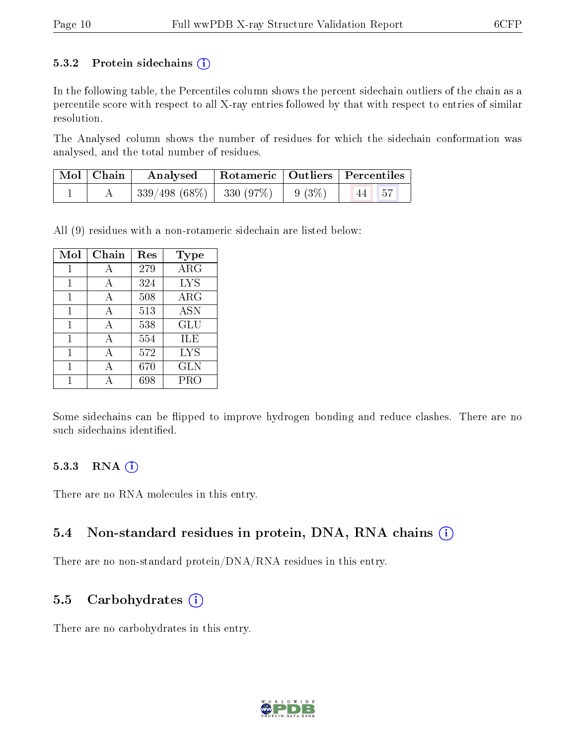#### 5.3.2 Protein sidechains (i)

In the following table, the Percentiles column shows the percent sidechain outliers of the chain as a percentile score with respect to all X-ray entries followed by that with respect to entries of similar resolution.

The Analysed column shows the number of residues for which the sidechain conformation was analysed, and the total number of residues.

| Mol | Chain | Analysed | Rotameric | Outliers | Percentiles | |
|---|---|---|---|---|---|---|
| 1 | A | 339/498 (68%) | 330 (97%) | 9 (3%) | 44 | 57 |

All (9) residues with a non-rotameric sidechain are listed below:

| Mol | Chain | Res | Type |
|---|---|---|---|
| 1 | A | 279 | ARG |
| 1 | A | 324 | LYS |
| 1 | A | 508 | ARG |
| 1 | A | 513 | ASN |
| 1 | A | 538 | GLU |
| 1 | A | 554 | ILE |
| 1 | A | 572 | LYS |
| 1 | A | 670 | GLN |
| 1 | A | 698 | PRO |

Some sidechains can be flipped to improve hydrogen bonding and reduce clashes. There are no such sidechains identified.

#### 5.3.3 RNA (i)

There are no RNA molecules in this entry.

### 5.4 Non-standard residues in protein, DNA, RNA chains (i)

There are no non-standard protein/DNA/RNA residues in this entry.

### 5.5 Carbohydrates (i)

There are no carbohydrates in this entry.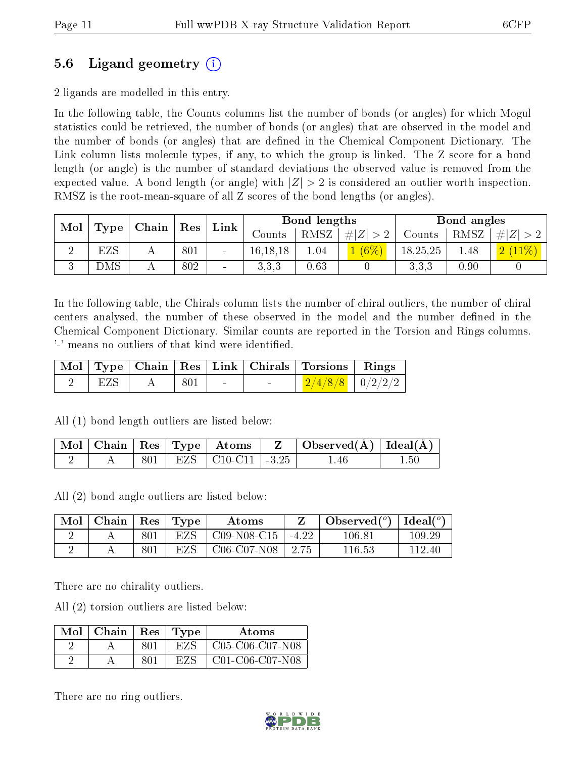## 5.6 Ligand geometry (i)

2 ligands are modelled in this entry.

In the following table, the Counts columns list the number of bonds (or angles) for which Mogul statistics could be retrieved, the number of bonds (or angles) that are observed in the model and the number of bonds (or angles) that are defined in the Chemical Component Dictionary. The Link column lists molecule types, if any, to which the group is linked. The Z score for a bond length (or angle) is the number of standard deviations the observed value is removed from the expected value. A bond length (or angle) with $|Z| > 2$ is considered an outlier worth inspection. RMSZ is the root-mean-square of all Z scores of the bond lengths (or angles).

| Mol | Type | Chain | Res | Link | Bond lengths | | | Bond angles | | |
|---|---|---|---|---|---|---|---|---|---|---|
| | | | | | Counts | RMSZ | $\#\|Z\| > 2$ | Counts | RMSZ | $\#\|Z\| > 2$ |
| 2 | EZS | A | 801 | - | 16,18,18 | 1.04 | 1 (6%) | 18,25,25 | 1.48 | 2 (11%) |
| 3 | DMS | A | 802 | - | 3,3,3 | 0.63 | 0 | 3,3,3 | 0.90 | 0 |

In the following table, the Chirals column lists the number of chiral outliers, the number of chiral centers analysed, the number of these observed in the model and the number defined in the Chemical Component Dictionary. Similar counts are reported in the Torsion and Rings columns. '-' means no outliers of that kind were identified.

| Mol | Type | Chain | Res | Link | Chirals | Torsions | Rings |
|---|---|---|---|---|---|---|---|
| 2 | EZS | A | 801 | - | - | 2/4/8/8 | 0/2/2/2 |

All (1) bond length outliers are listed below:

| Mol | Chain | Res | Type | Atoms | Z | Observed(Å) | Ideal(Å) |
|---|---|---|---|---|---|---|---|
| 2 | A | 801 | EZS | C10-C11 | -3.25 | 1.46 | 1.50 |

All (2) bond angle outliers are listed below:

| Mol | Chain | Res | Type | Atoms | Z | Observed($^o$) | Ideal($^o$) |
|---|---|---|---|---|---|---|---|
| 2 | A | 801 | EZS | C09-N08-C15 | -4.22 | 106.81 | 109.29 |
| 2 | A | 801 | EZS | C06-C07-N08 | 2.75 | 116.53 | 112.40 |

There are no chirality outliers.

All (2) torsion outliers are listed below:

| Mol | Chain | Res | Type | Atoms |
|---|---|---|---|---|
| 2 | A | 801 | EZS | C05-C06-C07-N08 |
| 2 | A | 801 | EZS | C01-C06-C07-N08 |

There are no ring outliers.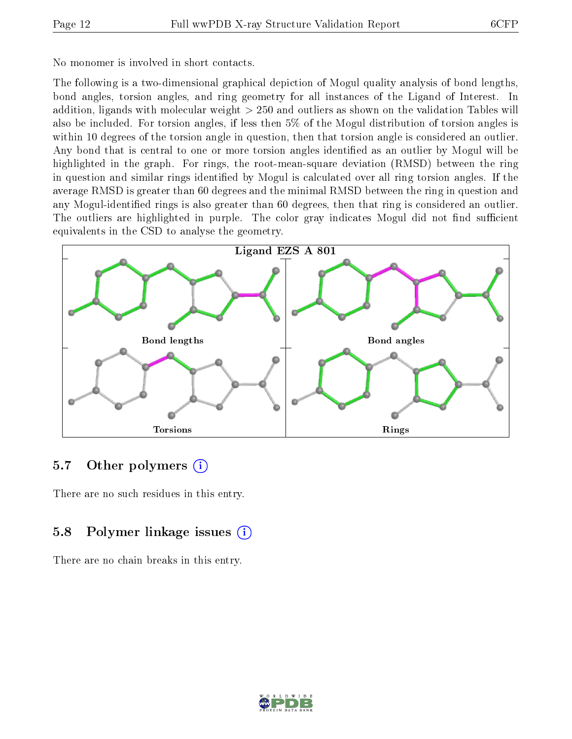No monomer is involved in short contacts.

The following is a two-dimensional graphical depiction of Mogul quality analysis of bond lengths, bond angles, torsion angles, and ring geometry for all instances of the Ligand of Interest. In addition, ligands with molecular weight > 250 and outliers as shown on the validation Tables will also be included. For torsion angles, if less then 5% of the Mogul distribution of torsion angles is within 10 degrees of the torsion angle in question, then that torsion angle is considered an outlier. Any bond that is central to one or more torsion angles identified as an outlier by Mogul will be highlighted in the graph. For rings, the root-mean-square deviation (RMSD) between the ring in question and similar rings identified by Mogul is calculated over all ring torsion angles. If the average RMSD is greater than 60 degrees and the minimal RMSD between the ring in question and any Mogul-identified rings is also greater than 60 degrees, then that ring is considered an outlier. The outliers are highlighted in purple. The color gray indicates Mogul did not find sufficient equivalents in the CSD to analyse the geometry.

**Ligand EZS A 801**

Bond lengths | Bond angles | Torsions | Rings

## 5.7 Other polymers

There are no such residues in this entry.

## 5.8 Polymer linkage issues

There are no chain breaks in this entry.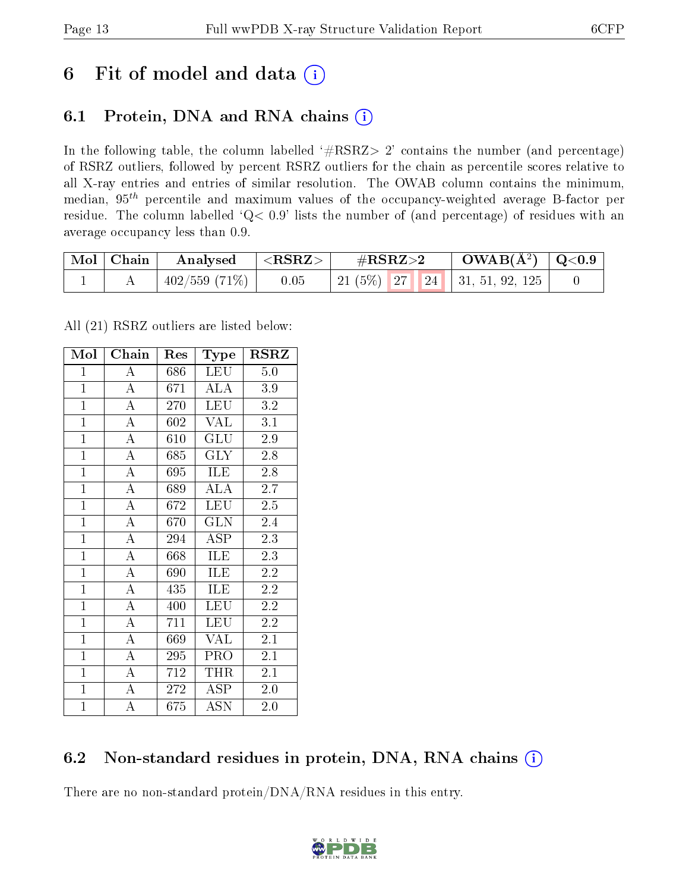# 6 Fit of model and data

## 6.1 Protein, DNA and RNA chains

In the following table, the column labelled '#RSRZ> 2' contains the number (and percentage) of RSRZ outliers, followed by percent RSRZ outliers for the chain as percentile scores relative to all X-ray entries and entries of similar resolution. The OWAB column contains the minimum, median, $95^{th}$ percentile and maximum values of the occupancy-weighted average B-factor per residue. The column labelled 'Q< 0.9' lists the number of (and percentage) of residues with an average occupancy less than 0.9.

| Mol | Chain | Analysed | <RSRZ> | #RSRZ>2 | | | OWAB(Å$^2$) | Q<0.9 |
|---|---|---|---|---|---|---|---|---|
| 1 | A | 402/559 (71%) | 0.05 | 21 (5%) | 27 | 24 | 31, 51, 92, 125 | 0 |

All (21) RSRZ outliers are listed below:

| Mol | Chain | Res | Type | RSRZ |
|---|---|---|---|---|
| 1 | A | 686 | LEU | 5.0 |
| 1 | A | 671 | ALA | 3.9 |
| 1 | A | 270 | LEU | 3.2 |
| 1 | A | 602 | VAL | 3.1 |
| 1 | A | 610 | GLU | 2.9 |
| 1 | A | 685 | GLY | 2.8 |
| 1 | A | 695 | ILE | 2.8 |
| 1 | A | 689 | ALA | 2.7 |
| 1 | A | 672 | LEU | 2.5 |
| 1 | A | 670 | GLN | 2.4 |
| 1 | A | 294 | ASP | 2.3 |
| 1 | A | 668 | ILE | 2.3 |
| 1 | A | 690 | ILE | 2.2 |
| 1 | A | 435 | ILE | 2.2 |
| 1 | A | 400 | LEU | 2.2 |
| 1 | A | 711 | LEU | 2.2 |
| 1 | A | 669 | VAL | 2.1 |
| 1 | A | 295 | PRO | 2.1 |
| 1 | A | 712 | THR | 2.1 |
| 1 | A | 272 | ASP | 2.0 |
| 1 | A | 675 | ASN | 2.0 |

## 6.2 Non-standard residues in protein, DNA, RNA chains

There are no non-standard protein/DNA/RNA residues in this entry.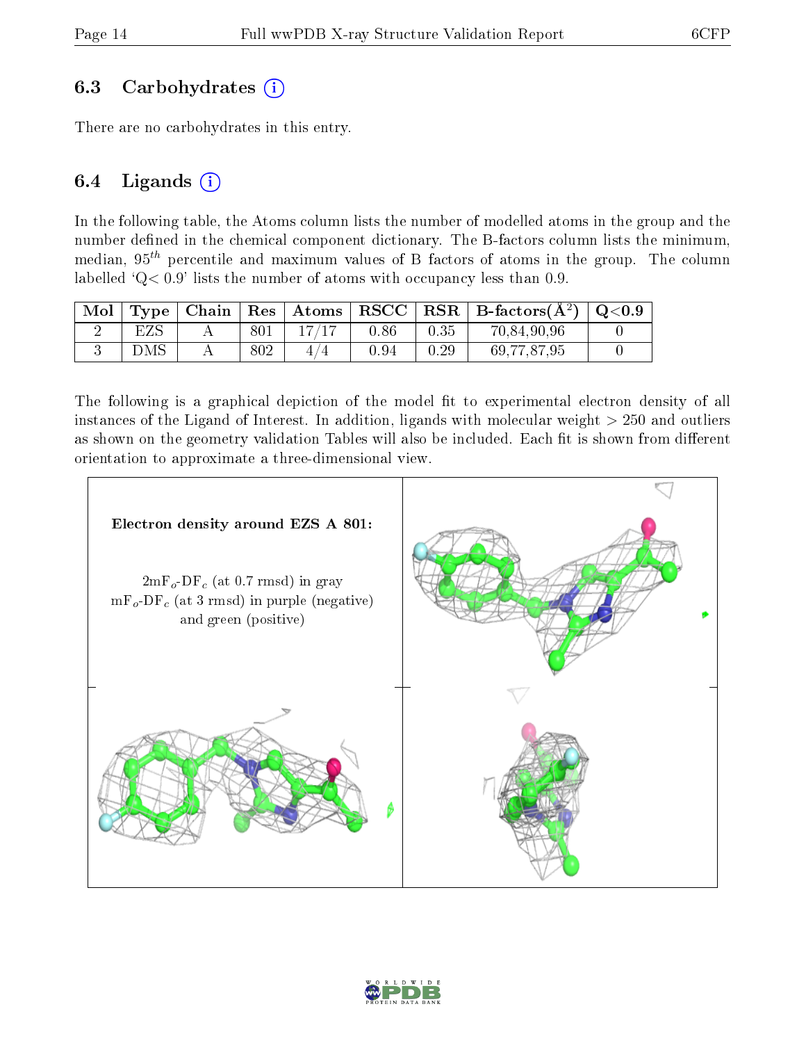## 6.3 Carbohydrates

There are no carbohydrates in this entry.

## 6.4 Ligands

In the following table, the Atoms column lists the number of modelled atoms in the group and the number defined in the chemical component dictionary. The B-factors column lists the minimum, median, $95^{th}$ percentile and maximum values of B factors of atoms in the group. The column labelled 'Q< 0.9' lists the number of atoms with occupancy less than 0.9.

| Mol | Type | Chain | Res | Atoms | RSCC | RSR | B-factors($Å^2$) | Q<0.9 |
|---|---|---|---|---|---|---|---|---|
| 2 | EZS | A | 801 | 17/17 | 0.86 | 0.35 | 70,84,90,96 | 0 |
| 3 | DMS | A | 802 | 4/4 | 0.94 | 0.29 | 69,77,87,95 | 0 |

The following is a graphical depiction of the model fit to experimental electron density of all instances of the Ligand of Interest. In addition, ligands with molecular weight > 250 and outliers as shown on the geometry validation Tables will also be included. Each fit is shown from different orientation to approximate a three-dimensional view.

**Electron density around EZS A 801:**

$2mF_o$-$DF_c$ (at 0.7 rmsd) in gray
$mF_o$-$DF_c$ (at 3 rmsd) in purple (negative) and green (positive)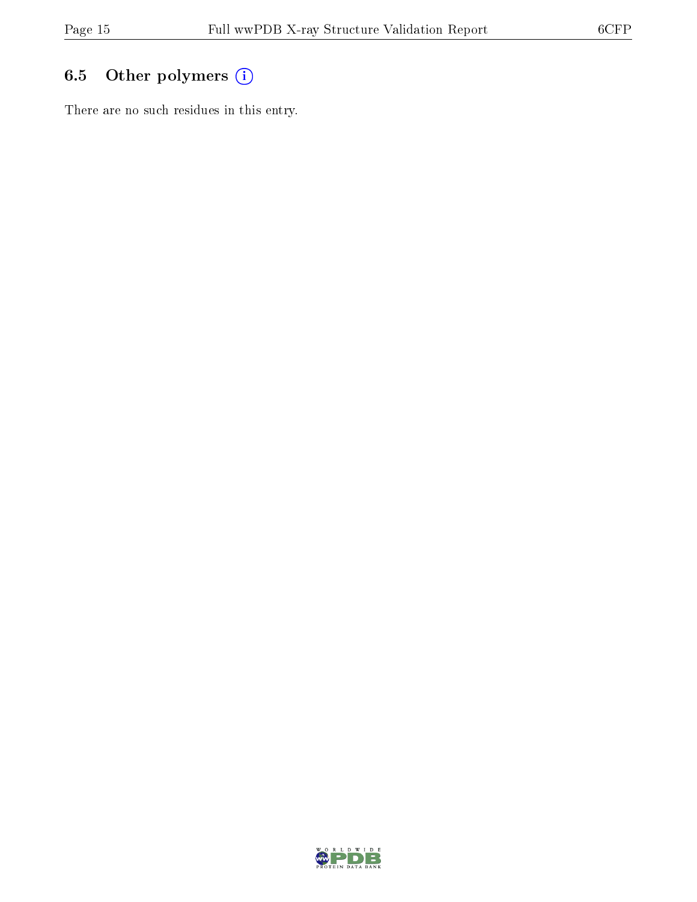### 6.5 Other polymers

There are no such residues in this entry.